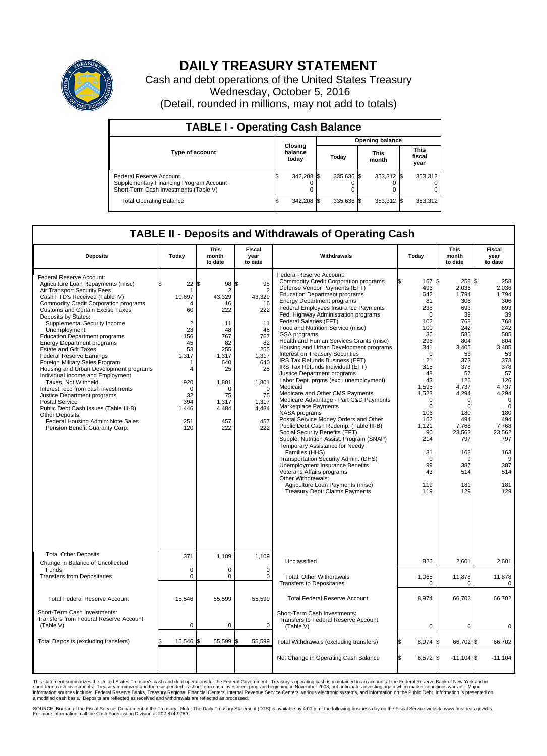# DAILY TREASURY STATEMENT

Cash and debt operations of the United States Treasury
Wednesday, October 5, 2016
(Detail, rounded in millions, may not add to totals)

## TABLE I - Operating Cash Balance

| Type of account | Closing balance today | Opening balance Today | Opening balance This month | Opening balance This fiscal year |
|---|---|---|---|---|
| Federal Reserve Account | $ 342,208 | $ 335,636 | $ 353,312 | $ 353,312 |
| Supplementary Financing Program Account | 0 | 0 | 0 | 0 |
| Short-Term Cash Investments (Table V) | 0 | 0 | 0 | 0 |
| Total Operating Balance | $ 342,208 | $ 335,636 | $ 353,312 | $ 353,312 |

## TABLE II - Deposits and Withdrawals of Operating Cash

| Deposits | Today | This month to date | Fiscal year to date |
|---|---|---|---|
| Federal Reserve Account: | | | |
| Agriculture Loan Repayments (misc) | $ 22 | $ 98 | $ 98 |
| Air Transport Security Fees | 1 | 2 | 2 |
| Cash FTD's Received (Table IV) | 10,697 | 43,329 | 43,329 |
| Commodity Credit Corporation programs | 4 | 16 | 16 |
| Customs and Certain Excise Taxes | 60 | 222 | 222 |
| Deposits by States: | | | |
| Supplemental Security Income | 2 | 11 | 11 |
| Unemployment | 23 | 48 | 48 |
| Education Department programs | 156 | 767 | 767 |
| Energy Department programs | 45 | 82 | 82 |
| Estate and Gift Taxes | 53 | 255 | 255 |
| Federal Reserve Earnings | 1,317 | 1,317 | 1,317 |
| Foreign Military Sales Program | 1 | 640 | 640 |
| Housing and Urban Development programs | 4 | 25 | 25 |
| Individual Income and Employment Taxes, Not Withheld | 920 | 1,801 | 1,801 |
| Interest recd from cash investments | 0 | 0 | 0 |
| Justice Department programs | 32 | 75 | 75 |
| Postal Service | 394 | 1,317 | 1,317 |
| Public Debt Cash Issues (Table III-B) | 1,446 | 4,484 | 4,484 |
| Other Deposits: | | | |
| Federal Housing Admin: Note Sales | 251 | 457 | 457 |
| Pension Benefit Guaranty Corp. | 120 | 222 | 222 |
| Total Other Deposits | 371 | 1,109 | 1,109 |
| Change in Balance of Uncollected Funds | 0 | 0 | 0 |
| Transfers from Depositaries | 0 | 0 | 0 |
| Total Federal Reserve Account | 15,546 | 55,599 | 55,599 |
| Short-Term Cash Investments: Transfers from Federal Reserve Account (Table V) | 0 | 0 | 0 |
| Total Deposits (excluding transfers) | $ 15,546 | $ 55,599 | $ 55,599 |

| Withdrawals | Today | This month to date | Fiscal year to date |
|---|---|---|---|
| Federal Reserve Account: | | | |
| Commodity Credit Corporation programs | $ 167 | $ 258 | $ 258 |
| Defense Vendor Payments (EFT) | 496 | 2,036 | 2,036 |
| Education Department programs | 642 | 1,794 | 1,794 |
| Energy Department programs | 81 | 306 | 306 |
| Federal Employees Insurance Payments | 238 | 693 | 693 |
| Fed. Highway Administration programs | 0 | 39 | 39 |
| Federal Salaries (EFT) | 102 | 768 | 768 |
| Food and Nutrition Service (misc) | 100 | 242 | 242 |
| GSA programs | 36 | 585 | 585 |
| Health and Human Services Grants (misc) | 296 | 804 | 804 |
| Housing and Urban Development programs | 341 | 3,405 | 3,405 |
| Interest on Treasury Securities | 0 | 53 | 53 |
| IRS Tax Refunds Business (EFT) | 21 | 373 | 373 |
| IRS Tax Refunds Individual (EFT) | 315 | 378 | 378 |
| Justice Department programs | 48 | 57 | 57 |
| Labor Dept. prgms (excl. unemployment) | 43 | 126 | 126 |
| Medicaid | 1,595 | 4,737 | 4,737 |
| Medicare and Other CMS Payments | 1,523 | 4,294 | 4,294 |
| Medicare Advantage - Part C&D Payments | 0 | 0 | 0 |
| Marketplace Payments | 0 | 0 | 0 |
| NASA programs | 106 | 180 | 180 |
| Postal Service Money Orders and Other | 162 | 494 | 494 |
| Public Debt Cash Redemp. (Table III-B) | 1,121 | 7,768 | 7,768 |
| Social Security Benefits (EFT) | 90 | 23,562 | 23,562 |
| Supple. Nutrition Assist. Program (SNAP) | 214 | 797 | 797 |
| Temporary Assistance for Needy Families (HHS) | 31 | 163 | 163 |
| Transportation Security Admin. (DHS) | 0 | 9 | 9 |
| Unemployment Insurance Benefits | 99 | 387 | 387 |
| Veterans Affairs programs | 43 | 514 | 514 |
| Other Withdrawals: | | | |
| Agriculture Loan Payments (misc) | 119 | 181 | 181 |
| Treasury Dept: Claims Payments | 119 | 129 | 129 |
| Unclassified | 826 | 2,601 | 2,601 |
| Total, Other Withdrawals | 1,065 | 11,878 | 11,878 |
| Transfers to Depositaries | 0 | 0 | 0 |
| Total Federal Reserve Account | 8,974 | 66,702 | 66,702 |
| Short-Term Cash Investments: Transfers to Federal Reserve Account (Table V) | 0 | 0 | 0 |
| Total Withdrawals (excluding transfers) | $ 8,974 | $ 66,702 | $ 66,702 |
| Net Change in Operating Cash Balance | $ 6,572 | $ -11,104 | $ -11,104 |

This statement summarizes the United States Treasury's cash and debt operations for the Federal Government. Treasury's operating cash is maintained in an account at the Federal Reserve Bank of New York and in short-term cash investments. Treasury minimized and then suspended its short-term cash investment program beginning in November 2008, but anticipates resuming it when market conditions warrant. Major information sources include: Federal Reserve Banks, Treasury Regional Financial Centers, Internal Revenue Service Centers, various electronic systems, and information on the Public Debt. Information is presented on a modified cash basis. Deposits are reflected as received and withdrawals are reflected as processed.

SOURCE: Bureau of the Fiscal Service, Department of the Treasury. Note: The Daily Treasury Statement (DTS) is available by 4:00 p.m. the following business day on the Fiscal Service website www.fms.treas.gov/dts. For more information, call the Cash Forecasting Division at 202-874-9789.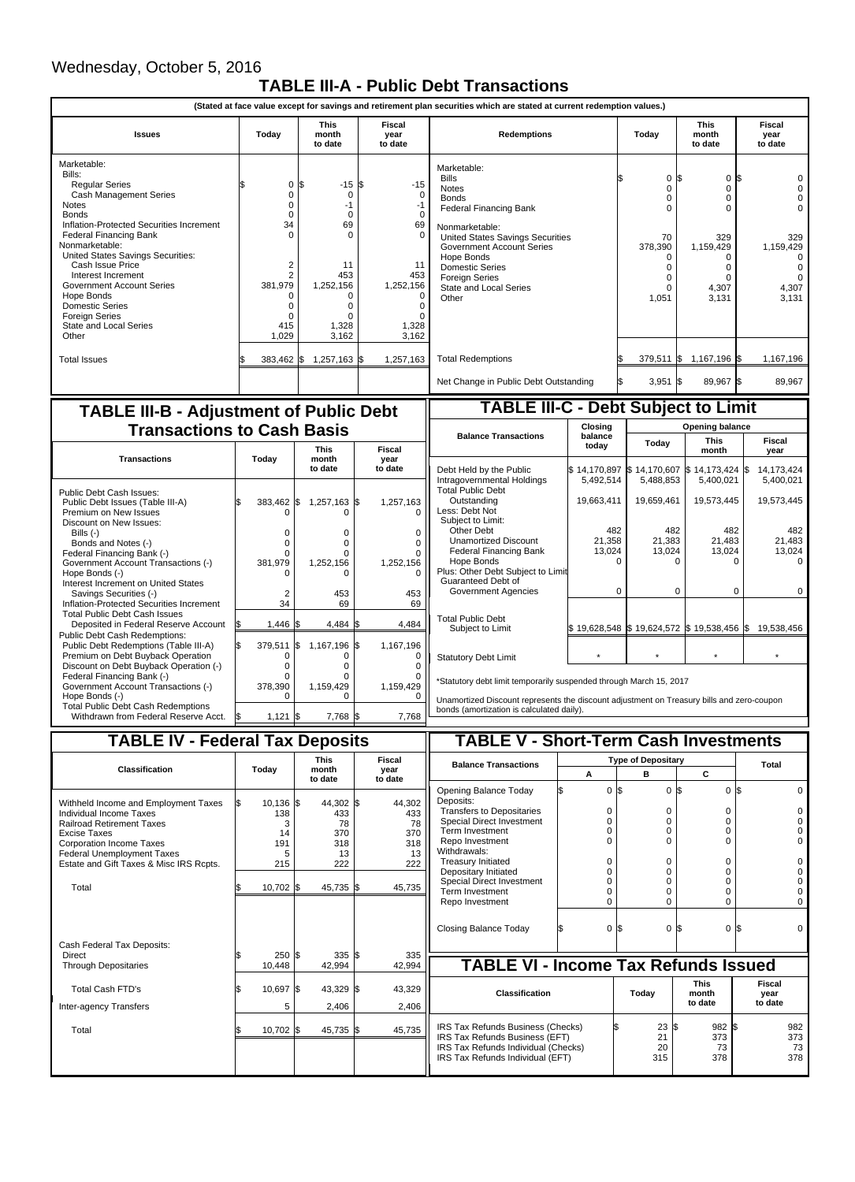Wednesday, October 5, 2016

# TABLE III-A - Public Debt Transactions

(Stated at face value except for savings and retirement plan securities which are stated at current redemption values.)

| Issues | Today | This month to date | Fiscal year to date | Redemptions | Today | This month to date | Fiscal year to date |
|---|---|---|---|---|---|---|---|
| Marketable: | | | | Marketable: | | | |
| Bills: | | | | Bills | $ 0 | $ 0 | $ 0 |
| Regular Series | $ 0 | $ -15 | $ -15 | Notes | 0 | 0 | 0 |
| Cash Management Series | 0 | 0 | 0 | Bonds | 0 | 0 | 0 |
| Notes | 0 | -1 | -1 | Federal Financing Bank | 0 | 0 | 0 |
| Bonds | 0 | 0 | 0 | | | | |
| Inflation-Protected Securities Increment | 34 | 69 | 69 | Nonmarketable: | | | |
| Federal Financing Bank | 0 | 0 | 0 | United States Savings Securities | 70 | 329 | 329 |
| Nonmarketable: | | | | Government Account Series | 378,390 | 1,159,429 | 1,159,429 |
| United States Savings Securities: | | | | Hope Bonds | 0 | 0 | 0 |
| Cash Issue Price | 2 | 11 | 11 | Domestic Series | 0 | 0 | 0 |
| Interest Increment | 2 | 453 | 453 | Foreign Series | 0 | 0 | 0 |
| Government Account Series | 381,979 | 1,252,156 | 1,252,156 | State and Local Series | 0 | 4,307 | 4,307 |
| Hope Bonds | 0 | 0 | 0 | Other | 1,051 | 3,131 | 3,131 |
| Domestic Series | 0 | 0 | 0 | | | | |
| Foreign Series | 0 | 0 | 0 | | | | |
| State and Local Series | 415 | 1,328 | 1,328 | | | | |
| Other | 1,029 | 3,162 | 3,162 | | | | |
| Total Issues | $ 383,462 | $ 1,257,163 | $ 1,257,163 | Total Redemptions | $ 379,511 | $ 1,167,196 | $ 1,167,196 |
| | | | | Net Change in Public Debt Outstanding | $ 3,951 | $ 89,967 | $ 89,967 |

# TABLE III-B - Adjustment of Public Debt Transactions to Cash Basis

| Transactions | Today | This month to date | Fiscal year to date |
|---|---|---|---|
| Public Debt Cash Issues: | | | |
| Public Debt Issues (Table III-A) | $ 383,462 | $ 1,257,163 | $ 1,257,163 |
| Premium on New Issues | 0 | 0 | 0 |
| Discount on New Issues: | | | |
| Bills (-) | 0 | 0 | 0 |
| Bonds and Notes (-) | 0 | 0 | 0 |
| Federal Financing Bank (-) | 0 | 0 | 0 |
| Government Account Transactions (-) | 381,979 | 1,252,156 | 1,252,156 |
| Hope Bonds (-) | 0 | 0 | 0 |
| Interest Increment on United States Savings Securities (-) | 2 | 453 | 453 |
| Inflation-Protected Securities Increment | 34 | 69 | 69 |
| Total Public Debt Cash Issues Deposited in Federal Reserve Account | $ 1,446 | $ 4,484 | $ 4,484 |
| Public Debt Cash Redemptions: | | | |
| Public Debt Redemptions (Table III-A) | $ 379,511 | $ 1,167,196 | $ 1,167,196 |
| Premium on Debt Buyback Operation | 0 | 0 | 0 |
| Discount on Debt Buyback Operation (-) | 0 | 0 | 0 |
| Federal Financing Bank (-) | 0 | 0 | 0 |
| Government Account Transactions (-) | 378,390 | 1,159,429 | 1,159,429 |
| Hope Bonds (-) | 0 | 0 | 0 |
| Total Public Debt Cash Redemptions Withdrawn from Federal Reserve Acct. | $ 1,121 | $ 7,768 | $ 7,768 |

# TABLE III-C - Debt Subject to Limit

| Balance Transactions | Closing balance today | Opening balance Today | Opening balance This month | Opening balance Fiscal year |
|---|---|---|---|---|
| Debt Held by the Public | $ 14,170,897 | $ 14,170,607 | $ 14,173,424 | $ 14,173,424 |
| Intragovernmental Holdings | 5,492,514 | 5,488,853 | 5,400,021 | 5,400,021 |
| Total Public Debt Outstanding | 19,663,411 | 19,659,461 | 19,573,445 | 19,573,445 |
| Less: Debt Not Subject to Limit: | | | | |
| Other Debt | 482 | 482 | 482 | 482 |
| Unamortized Discount | 21,358 | 21,383 | 21,483 | 21,483 |
| Federal Financing Bank | 13,024 | 13,024 | 13,024 | 13,024 |
| Hope Bonds | 0 | 0 | 0 | 0 |
| Plus: Other Debt Subject to Limit | | | | |
| Guaranteed Debt of Government Agencies | 0 | 0 | 0 | 0 |
| Total Public Debt Subject to Limit | $ 19,628,548 | $ 19,624,572 | $ 19,538,456 | $ 19,538,456 |
| Statutory Debt Limit | * | * | * | * |

*Statutory debt limit temporarily suspended through March 15, 2017

Unamortized Discount represents the discount adjustment on Treasury bills and zero-coupon bonds (amortization is calculated daily).

# TABLE IV - Federal Tax Deposits

| Classification | Today | This month to date | Fiscal year to date |
|---|---|---|---|
| Withheld Income and Employment Taxes | $ 10,136 | $ 44,302 | $ 44,302 |
| Individual Income Taxes | 138 | 433 | 433 |
| Railroad Retirement Taxes | 3 | 78 | 78 |
| Excise Taxes | 14 | 370 | 370 |
| Corporation Income Taxes | 191 | 318 | 318 |
| Federal Unemployment Taxes | 5 | 13 | 13 |
| Estate and Gift Taxes & Misc IRS Rcpts. | 215 | 222 | 222 |
| Total | $ 10,702 | $ 45,735 | $ 45,735 |
| Cash Federal Tax Deposits: | | | |
| Direct | $ 250 | $ 335 | $ 335 |
| Through Depositaries | 10,448 | 42,994 | 42,994 |
| Total Cash FTD's | $ 10,697 | $ 43,329 | $ 43,329 |
| Inter-agency Transfers | 5 | 2,406 | 2,406 |
| Total | $ 10,702 | $ 45,735 | $ 45,735 |

# TABLE V - Short-Term Cash Investments

| Balance Transactions | Type of Depositary A | Type of Depositary B | Type of Depositary C | Total |
|---|---|---|---|---|
| Opening Balance Today | $ 0 | $ 0 | $ 0 | $ 0 |
| Deposits: | | | | |
| Transfers to Depositaries | 0 | 0 | 0 | 0 |
| Special Direct Investment | 0 | 0 | 0 | 0 |
| Term Investment | 0 | 0 | 0 | 0 |
| Repo Investment | 0 | 0 | 0 | 0 |
| Withdrawals: | | | | |
| Treasury Initiated | 0 | 0 | 0 | 0 |
| Depositary Initiated | 0 | 0 | 0 | 0 |
| Special Direct Investment | 0 | 0 | 0 | 0 |
| Term Investment | 0 | 0 | 0 | 0 |
| Repo Investment | 0 | 0 | 0 | 0 |
| Closing Balance Today | $ 0 | $ 0 | $ 0 | $ 0 |

# TABLE VI - Income Tax Refunds Issued

| Classification | Today | This month to date | Fiscal year to date |
|---|---|---|---|
| IRS Tax Refunds Business (Checks) | $ 23 | $ 982 | $ 982 |
| IRS Tax Refunds Business (EFT) | 21 | 373 | 373 |
| IRS Tax Refunds Individual (Checks) | 20 | 73 | 73 |
| IRS Tax Refunds Individual (EFT) | 315 | 378 | 378 |